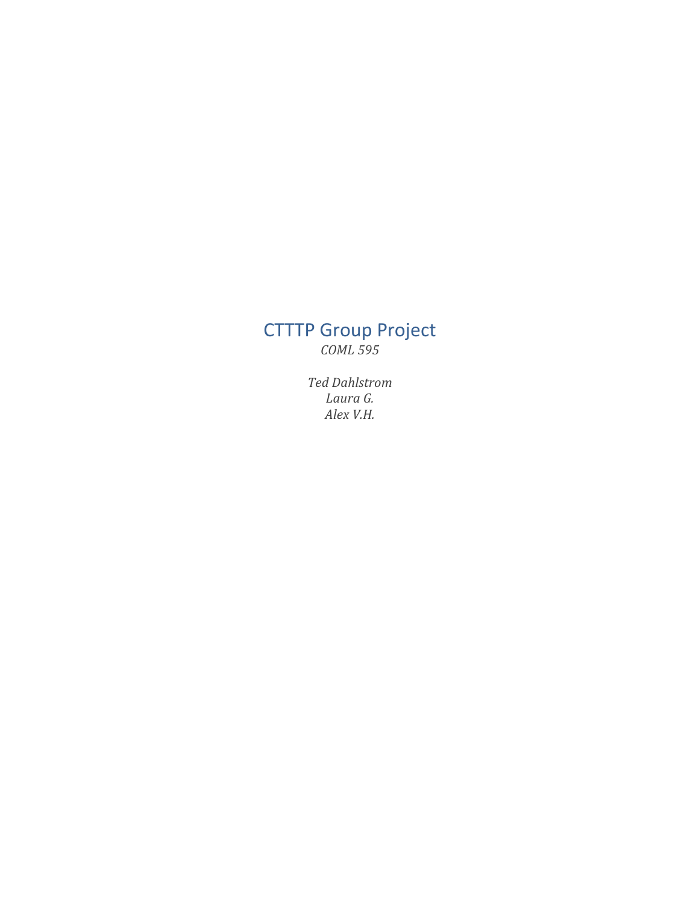# CTTTP Group Project

*COML 595*

*Ted Dahlstrom*
*Laura G.*
*Alex V.H.*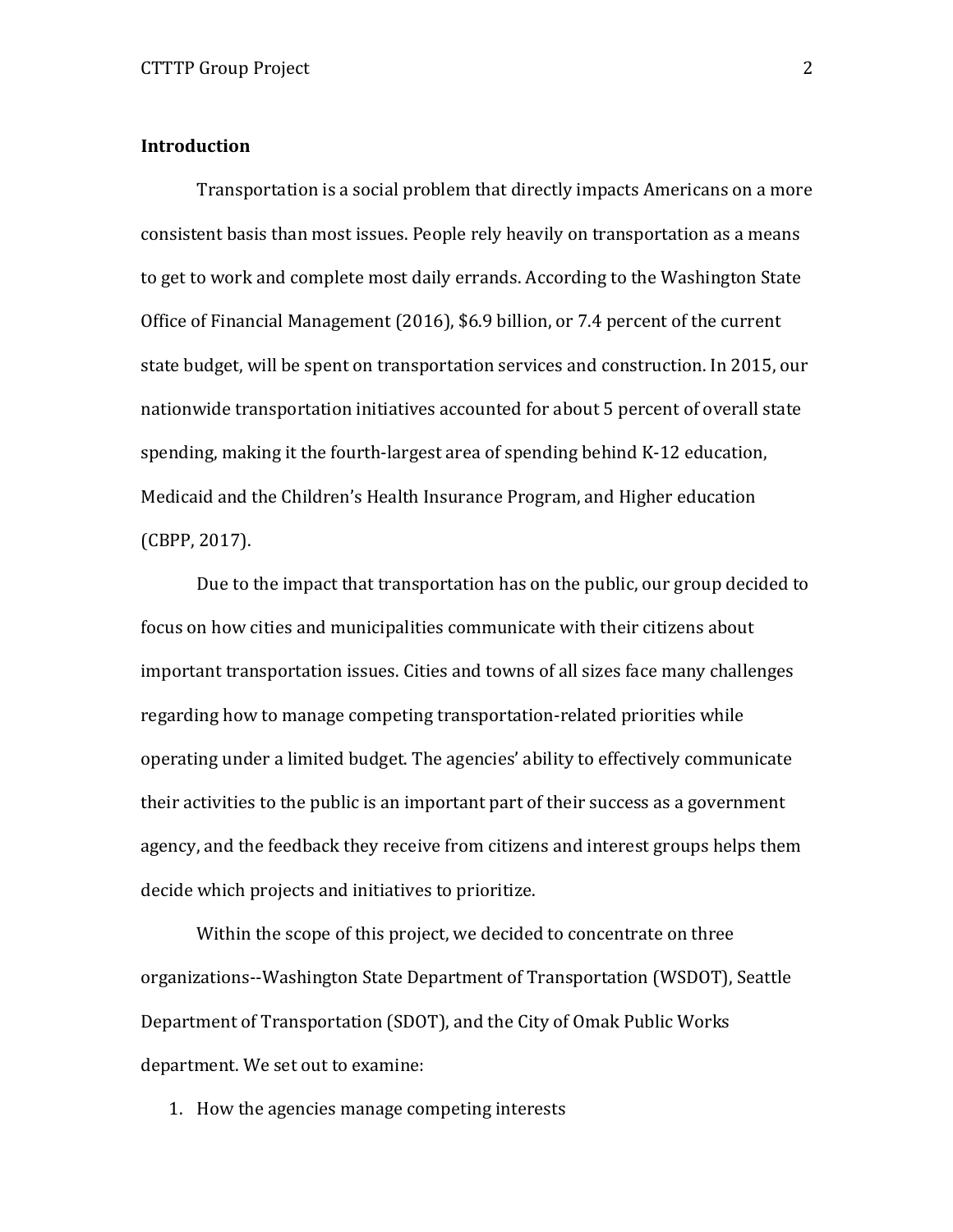## Introduction

Transportation is a social problem that directly impacts Americans on a more consistent basis than most issues. People rely heavily on transportation as a means to get to work and complete most daily errands. According to the Washington State Office of Financial Management (2016), $6.9 billion, or 7.4 percent of the current state budget, will be spent on transportation services and construction. In 2015, our nationwide transportation initiatives accounted for about 5 percent of overall state spending, making it the fourth-largest area of spending behind K-12 education, Medicaid and the Children's Health Insurance Program, and Higher education (CBPP, 2017).

Due to the impact that transportation has on the public, our group decided to focus on how cities and municipalities communicate with their citizens about important transportation issues. Cities and towns of all sizes face many challenges regarding how to manage competing transportation-related priorities while operating under a limited budget. The agencies' ability to effectively communicate their activities to the public is an important part of their success as a government agency, and the feedback they receive from citizens and interest groups helps them decide which projects and initiatives to prioritize.

Within the scope of this project, we decided to concentrate on three organizations--Washington State Department of Transportation (WSDOT), Seattle Department of Transportation (SDOT), and the City of Omak Public Works department. We set out to examine:

1. How the agencies manage competing interests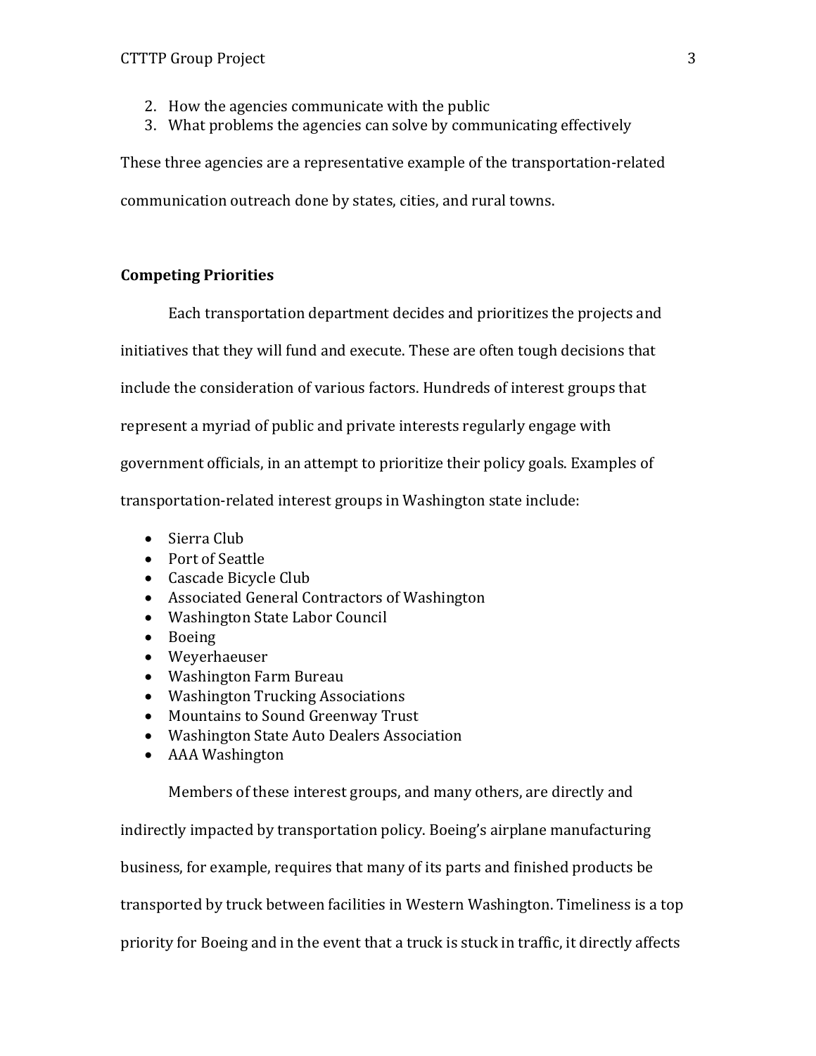2. How the agencies communicate with the public
3. What problems the agencies can solve by communicating effectively

These three agencies are a representative example of the transportation-related communication outreach done by states, cities, and rural towns.

## Competing Priorities

Each transportation department decides and prioritizes the projects and initiatives that they will fund and execute. These are often tough decisions that include the consideration of various factors. Hundreds of interest groups that represent a myriad of public and private interests regularly engage with government officials, in an attempt to prioritize their policy goals. Examples of transportation-related interest groups in Washington state include:

- Sierra Club
- Port of Seattle
- Cascade Bicycle Club
- Associated General Contractors of Washington
- Washington State Labor Council
- Boeing
- Weyerhaeuser
- Washington Farm Bureau
- Washington Trucking Associations
- Mountains to Sound Greenway Trust
- Washington State Auto Dealers Association
- AAA Washington

Members of these interest groups, and many others, are directly and indirectly impacted by transportation policy. Boeing's airplane manufacturing business, for example, requires that many of its parts and finished products be transported by truck between facilities in Western Washington. Timeliness is a top priority for Boeing and in the event that a truck is stuck in traffic, it directly affects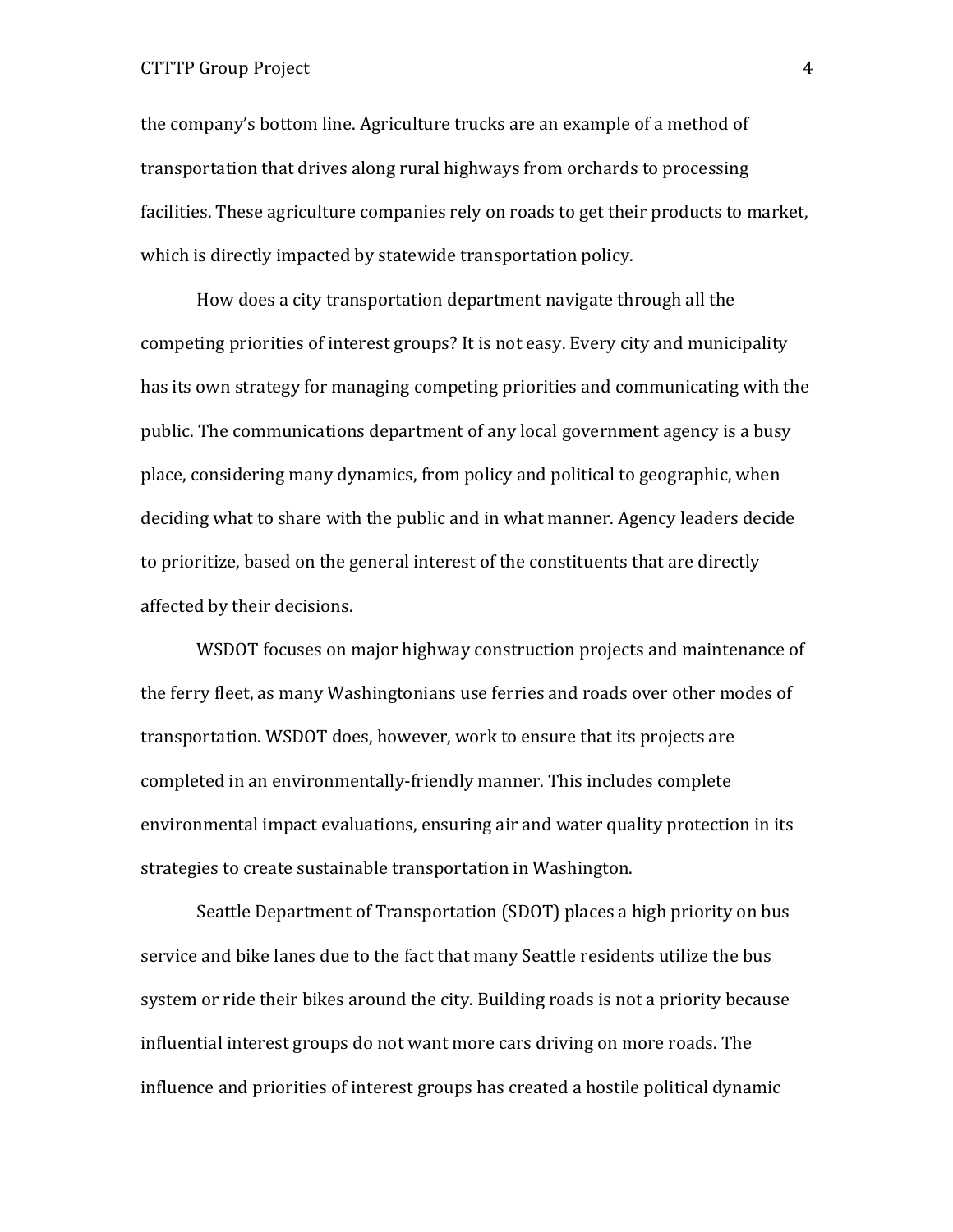the company's bottom line. Agriculture trucks are an example of a method of transportation that drives along rural highways from orchards to processing facilities. These agriculture companies rely on roads to get their products to market, which is directly impacted by statewide transportation policy.

How does a city transportation department navigate through all the competing priorities of interest groups? It is not easy. Every city and municipality has its own strategy for managing competing priorities and communicating with the public. The communications department of any local government agency is a busy place, considering many dynamics, from policy and political to geographic, when deciding what to share with the public and in what manner. Agency leaders decide to prioritize, based on the general interest of the constituents that are directly affected by their decisions.

WSDOT focuses on major highway construction projects and maintenance of the ferry fleet, as many Washingtonians use ferries and roads over other modes of transportation. WSDOT does, however, work to ensure that its projects are completed in an environmentally-friendly manner. This includes complete environmental impact evaluations, ensuring air and water quality protection in its strategies to create sustainable transportation in Washington.

Seattle Department of Transportation (SDOT) places a high priority on bus service and bike lanes due to the fact that many Seattle residents utilize the bus system or ride their bikes around the city. Building roads is not a priority because influential interest groups do not want more cars driving on more roads. The influence and priorities of interest groups has created a hostile political dynamic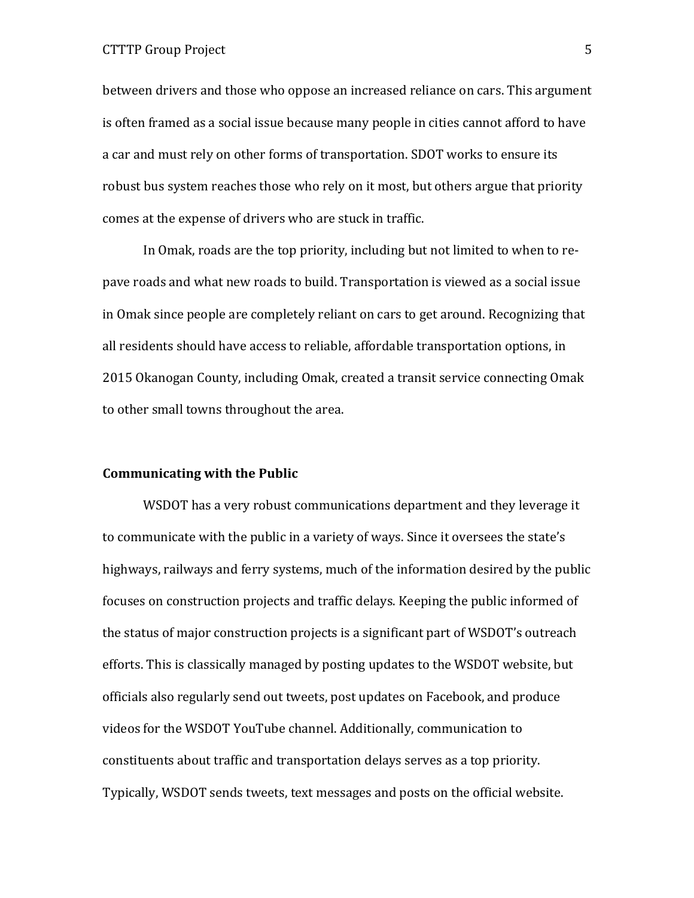between drivers and those who oppose an increased reliance on cars. This argument is often framed as a social issue because many people in cities cannot afford to have a car and must rely on other forms of transportation. SDOT works to ensure its robust bus system reaches those who rely on it most, but others argue that priority comes at the expense of drivers who are stuck in traffic.

In Omak, roads are the top priority, including but not limited to when to re-pave roads and what new roads to build. Transportation is viewed as a social issue in Omak since people are completely reliant on cars to get around. Recognizing that all residents should have access to reliable, affordable transportation options, in 2015 Okanogan County, including Omak, created a transit service connecting Omak to other small towns throughout the area.

**Communicating with the Public**

WSDOT has a very robust communications department and they leverage it to communicate with the public in a variety of ways. Since it oversees the state's highways, railways and ferry systems, much of the information desired by the public focuses on construction projects and traffic delays. Keeping the public informed of the status of major construction projects is a significant part of WSDOT's outreach efforts. This is classically managed by posting updates to the WSDOT website, but officials also regularly send out tweets, post updates on Facebook, and produce videos for the WSDOT YouTube channel. Additionally, communication to constituents about traffic and transportation delays serves as a top priority. Typically, WSDOT sends tweets, text messages and posts on the official website.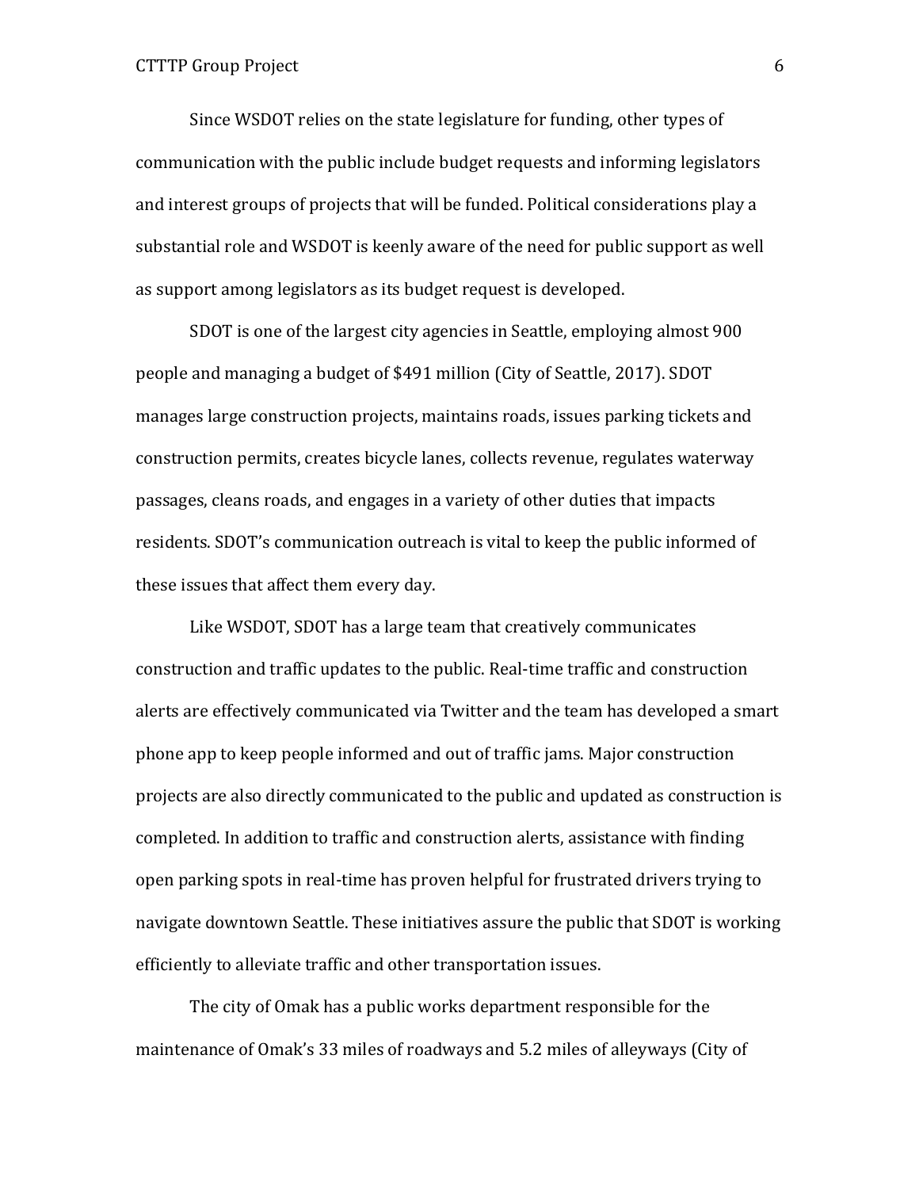Since WSDOT relies on the state legislature for funding, other types of communication with the public include budget requests and informing legislators and interest groups of projects that will be funded. Political considerations play a substantial role and WSDOT is keenly aware of the need for public support as well as support among legislators as its budget request is developed.

SDOT is one of the largest city agencies in Seattle, employing almost 900 people and managing a budget of $491 million (City of Seattle, 2017). SDOT manages large construction projects, maintains roads, issues parking tickets and construction permits, creates bicycle lanes, collects revenue, regulates waterway passages, cleans roads, and engages in a variety of other duties that impacts residents. SDOT's communication outreach is vital to keep the public informed of these issues that affect them every day.

Like WSDOT, SDOT has a large team that creatively communicates construction and traffic updates to the public. Real-time traffic and construction alerts are effectively communicated via Twitter and the team has developed a smart phone app to keep people informed and out of traffic jams. Major construction projects are also directly communicated to the public and updated as construction is completed. In addition to traffic and construction alerts, assistance with finding open parking spots in real-time has proven helpful for frustrated drivers trying to navigate downtown Seattle. These initiatives assure the public that SDOT is working efficiently to alleviate traffic and other transportation issues.

The city of Omak has a public works department responsible for the maintenance of Omak's 33 miles of roadways and 5.2 miles of alleyways (City of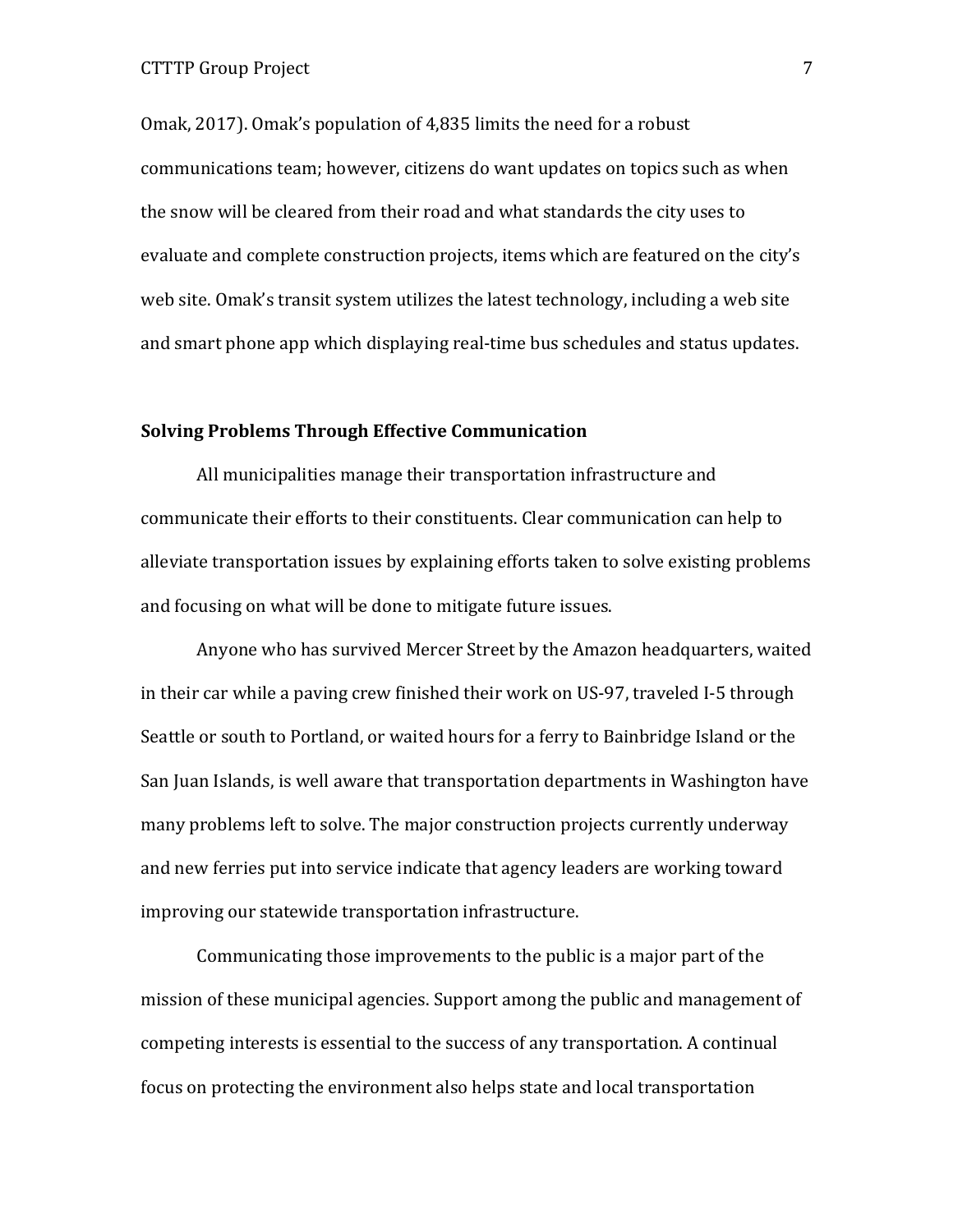Omak, 2017). Omak's population of 4,835 limits the need for a robust communications team; however, citizens do want updates on topics such as when the snow will be cleared from their road and what standards the city uses to evaluate and complete construction projects, items which are featured on the city's web site. Omak's transit system utilizes the latest technology, including a web site and smart phone app which displaying real-time bus schedules and status updates.

**Solving Problems Through Effective Communication**

All municipalities manage their transportation infrastructure and communicate their efforts to their constituents. Clear communication can help to alleviate transportation issues by explaining efforts taken to solve existing problems and focusing on what will be done to mitigate future issues.

Anyone who has survived Mercer Street by the Amazon headquarters, waited in their car while a paving crew finished their work on US-97, traveled I-5 through Seattle or south to Portland, or waited hours for a ferry to Bainbridge Island or the San Juan Islands, is well aware that transportation departments in Washington have many problems left to solve. The major construction projects currently underway and new ferries put into service indicate that agency leaders are working toward improving our statewide transportation infrastructure.

Communicating those improvements to the public is a major part of the mission of these municipal agencies. Support among the public and management of competing interests is essential to the success of any transportation. A continual focus on protecting the environment also helps state and local transportation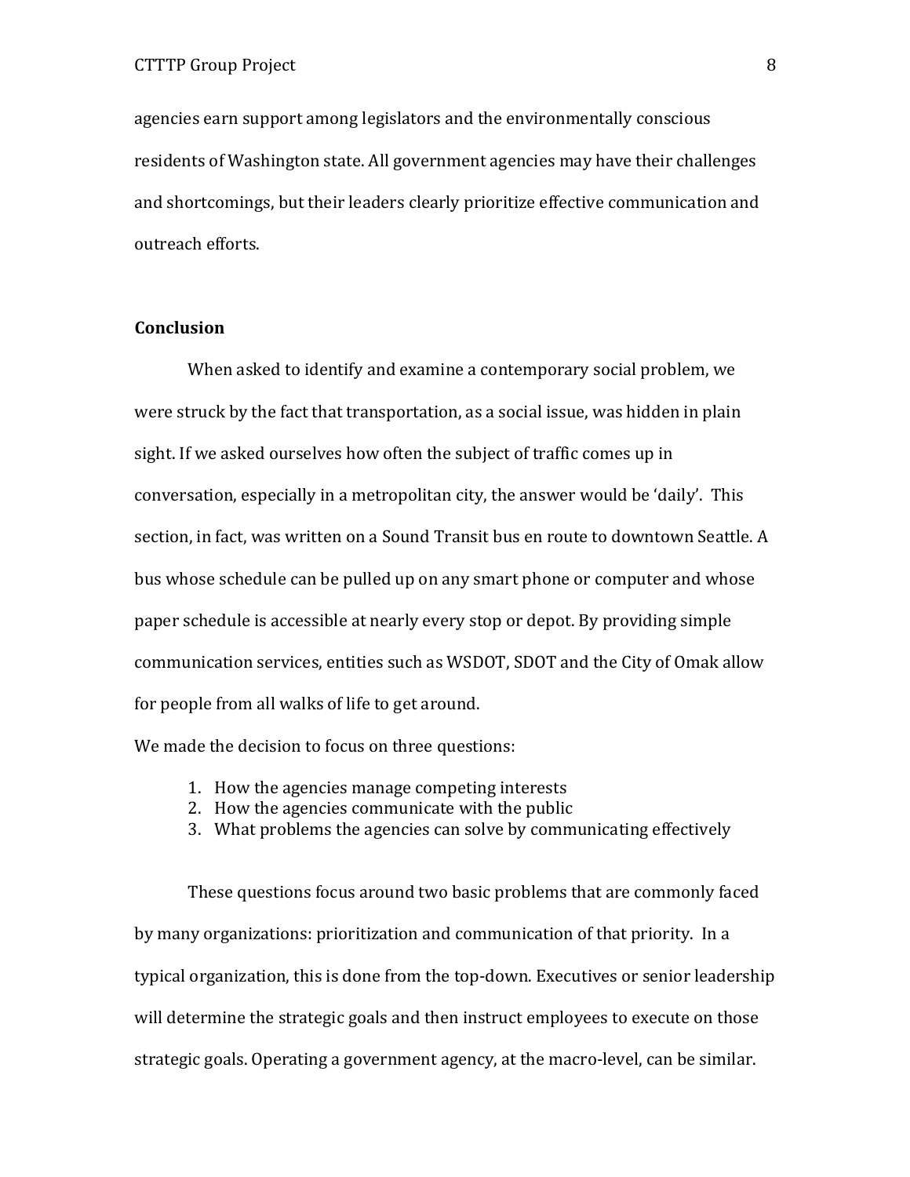agencies earn support among legislators and the environmentally conscious residents of Washington state. All government agencies may have their challenges and shortcomings, but their leaders clearly prioritize effective communication and outreach efforts.

## Conclusion

When asked to identify and examine a contemporary social problem, we were struck by the fact that transportation, as a social issue, was hidden in plain sight. If we asked ourselves how often the subject of traffic comes up in conversation, especially in a metropolitan city, the answer would be 'daily'. This section, in fact, was written on a Sound Transit bus en route to downtown Seattle. A bus whose schedule can be pulled up on any smart phone or computer and whose paper schedule is accessible at nearly every stop or depot. By providing simple communication services, entities such as WSDOT, SDOT and the City of Omak allow for people from all walks of life to get around.

We made the decision to focus on three questions:

1. How the agencies manage competing interests
2. How the agencies communicate with the public
3. What problems the agencies can solve by communicating effectively

These questions focus around two basic problems that are commonly faced by many organizations: prioritization and communication of that priority. In a typical organization, this is done from the top-down. Executives or senior leadership will determine the strategic goals and then instruct employees to execute on those strategic goals. Operating a government agency, at the macro-level, can be similar.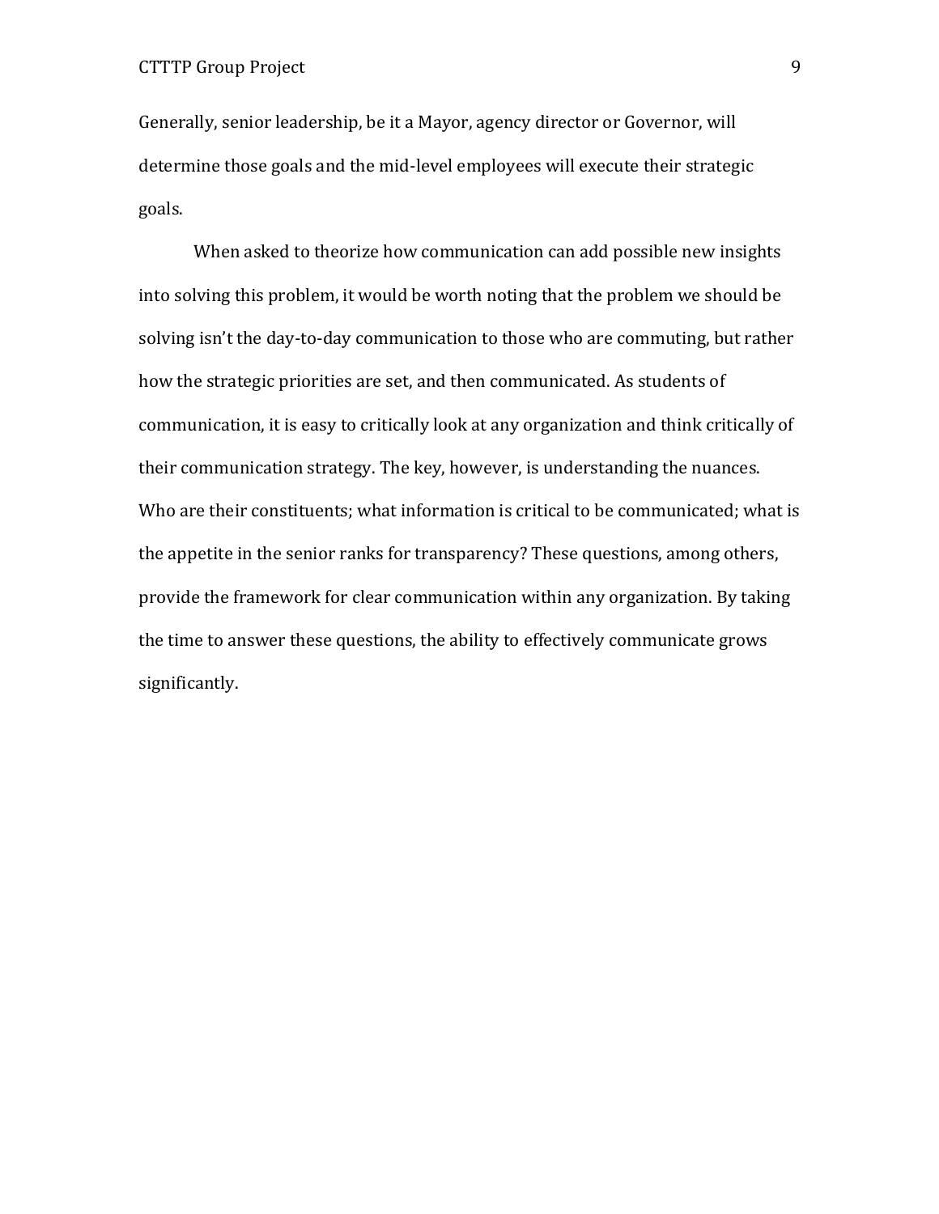Generally, senior leadership, be it a Mayor, agency director or Governor, will determine those goals and the mid-level employees will execute their strategic goals.

When asked to theorize how communication can add possible new insights into solving this problem, it would be worth noting that the problem we should be solving isn't the day-to-day communication to those who are commuting, but rather how the strategic priorities are set, and then communicated. As students of communication, it is easy to critically look at any organization and think critically of their communication strategy. The key, however, is understanding the nuances. Who are their constituents; what information is critical to be communicated; what is the appetite in the senior ranks for transparency? These questions, among others, provide the framework for clear communication within any organization. By taking the time to answer these questions, the ability to effectively communicate grows significantly.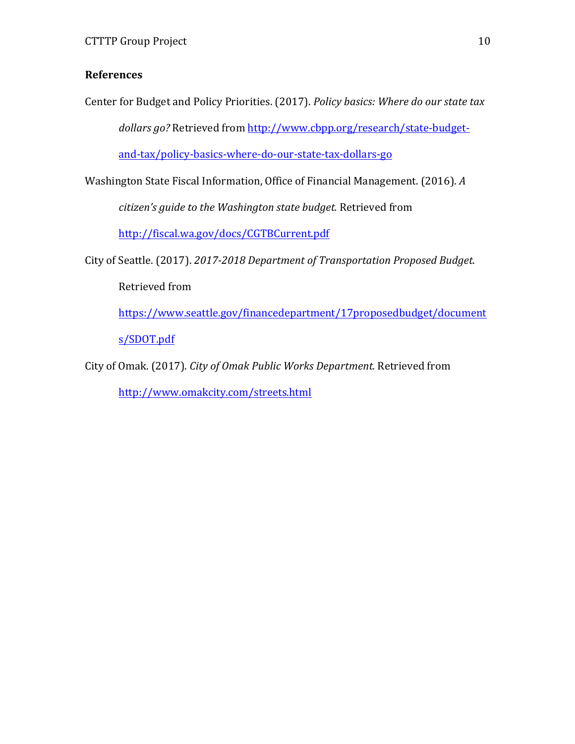## References

Center for Budget and Policy Priorities. (2017). *Policy basics: Where do our state tax dollars go?* Retrieved from http://www.cbpp.org/research/state-budget-and-tax/policy-basics-where-do-our-state-tax-dollars-go

Washington State Fiscal Information, Office of Financial Management. (2016). *A citizen's guide to the Washington state budget.* Retrieved from http://fiscal.wa.gov/docs/CGTBCurrent.pdf

City of Seattle. (2017). *2017-2018 Department of Transportation Proposed Budget*. Retrieved from https://www.seattle.gov/financedepartment/17proposedbudget/documents/SDOT.pdf

City of Omak. (2017). *City of Omak Public Works Department.* Retrieved from http://www.omakcity.com/streets.html